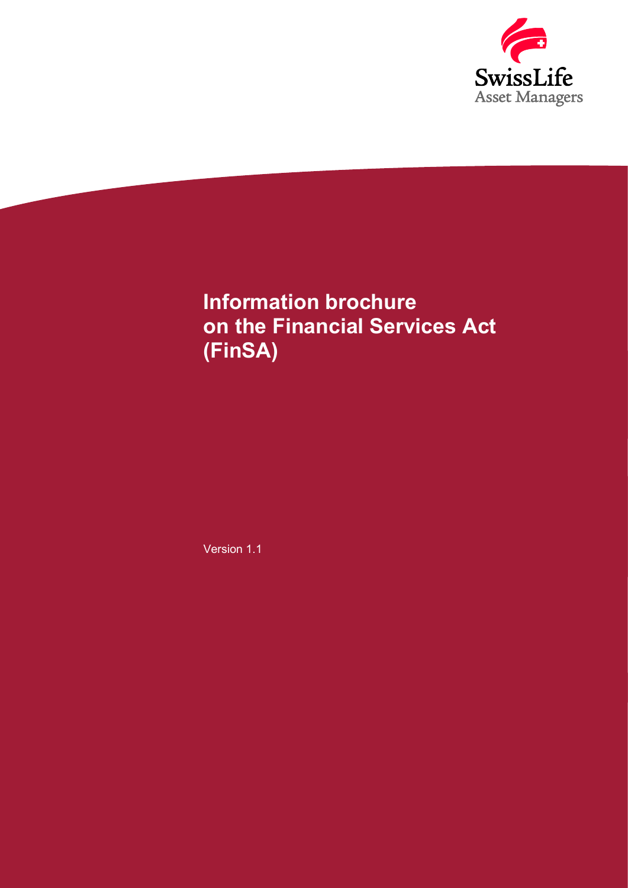SwissLife
Asset Managers

# Information brochure on the Financial Services Act (FinSA)

Version 1.1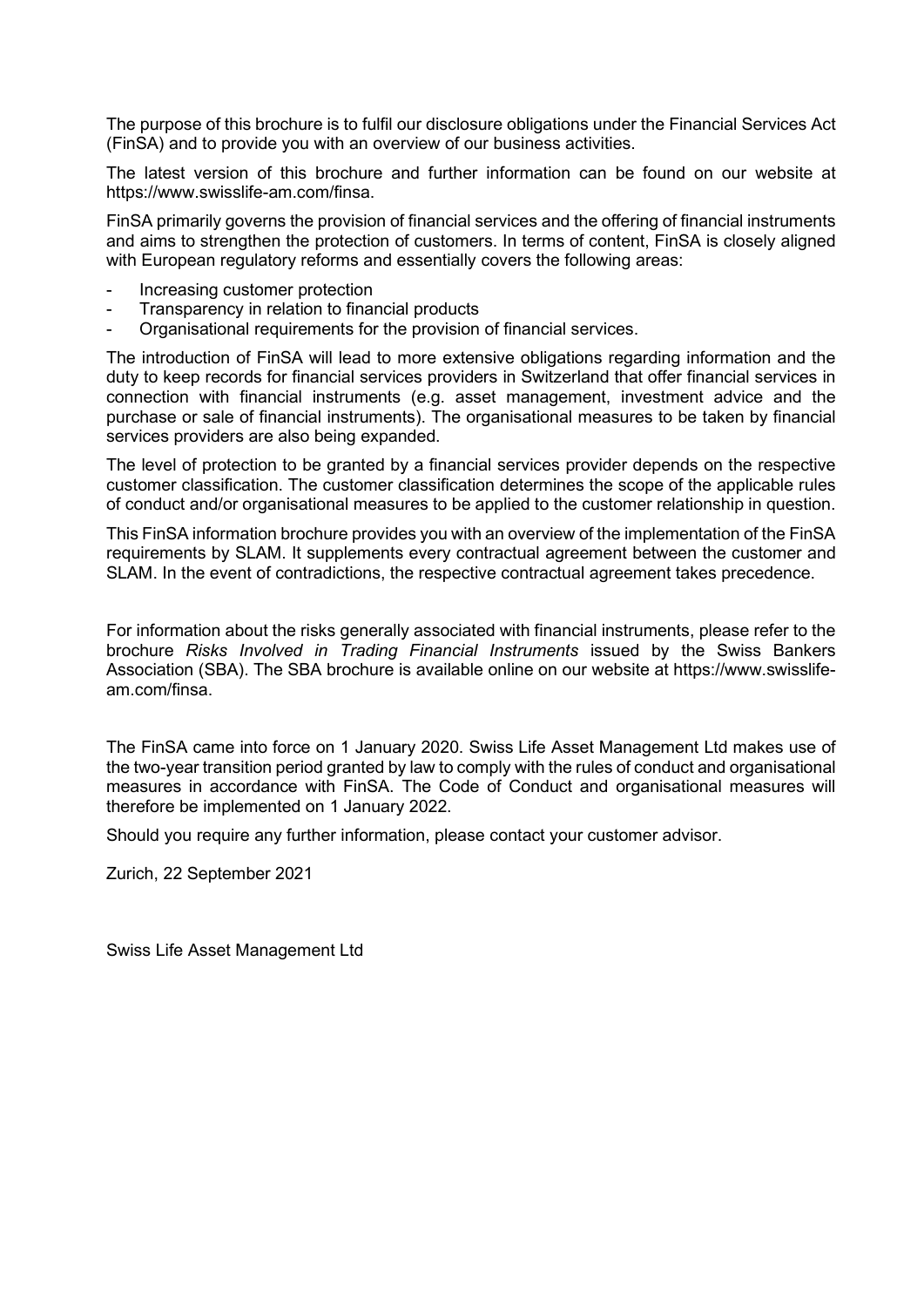The purpose of this brochure is to fulfil our disclosure obligations under the Financial Services Act (FinSA) and to provide you with an overview of our business activities.

The latest version of this brochure and further information can be found on our website at https://www.swisslife-am.com/finsa.

FinSA primarily governs the provision of financial services and the offering of financial instruments and aims to strengthen the protection of customers. In terms of content, FinSA is closely aligned with European regulatory reforms and essentially covers the following areas:

- Increasing customer protection
- Transparency in relation to financial products
- Organisational requirements for the provision of financial services.

The introduction of FinSA will lead to more extensive obligations regarding information and the duty to keep records for financial services providers in Switzerland that offer financial services in connection with financial instruments (e.g. asset management, investment advice and the purchase or sale of financial instruments). The organisational measures to be taken by financial services providers are also being expanded.

The level of protection to be granted by a financial services provider depends on the respective customer classification. The customer classification determines the scope of the applicable rules of conduct and/or organisational measures to be applied to the customer relationship in question.

This FinSA information brochure provides you with an overview of the implementation of the FinSA requirements by SLAM. It supplements every contractual agreement between the customer and SLAM. In the event of contradictions, the respective contractual agreement takes precedence.

For information about the risks generally associated with financial instruments, please refer to the brochure *Risks Involved in Trading Financial Instruments* issued by the Swiss Bankers Association (SBA). The SBA brochure is available online on our website at https://www.swisslife-am.com/finsa.

The FinSA came into force on 1 January 2020. Swiss Life Asset Management Ltd makes use of the two-year transition period granted by law to comply with the rules of conduct and organisational measures in accordance with FinSA. The Code of Conduct and organisational measures will therefore be implemented on 1 January 2022.

Should you require any further information, please contact your customer advisor.

Zurich, 22 September 2021

Swiss Life Asset Management Ltd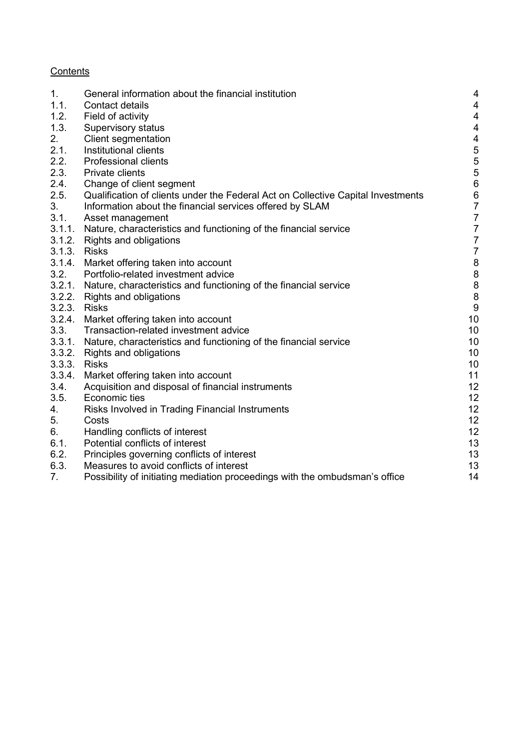Contents

| | | |
|---|---|---|
| 1. | General information about the financial institution | 4 |
| 1.1. | Contact details | 4 |
| 1.2. | Field of activity | 4 |
| 1.3. | Supervisory status | 4 |
| 2. | Client segmentation | 4 |
| 2.1. | Institutional clients | 5 |
| 2.2. | Professional clients | 5 |
| 2.3. | Private clients | 5 |
| 2.4. | Change of client segment | 6 |
| 2.5. | Qualification of clients under the Federal Act on Collective Capital Investments | 6 |
| 3. | Information about the financial services offered by SLAM | 7 |
| 3.1. | Asset management | 7 |
| 3.1.1. | Nature, characteristics and functioning of the financial service | 7 |
| 3.1.2. | Rights and obligations | 7 |
| 3.1.3. | Risks | 7 |
| 3.1.4. | Market offering taken into account | 8 |
| 3.2. | Portfolio-related investment advice | 8 |
| 3.2.1. | Nature, characteristics and functioning of the financial service | 8 |
| 3.2.2. | Rights and obligations | 8 |
| 3.2.3. | Risks | 9 |
| 3.2.4. | Market offering taken into account | 10 |
| 3.3. | Transaction-related investment advice | 10 |
| 3.3.1. | Nature, characteristics and functioning of the financial service | 10 |
| 3.3.2. | Rights and obligations | 10 |
| 3.3.3. | Risks | 10 |
| 3.3.4. | Market offering taken into account | 11 |
| 3.4. | Acquisition and disposal of financial instruments | 12 |
| 3.5. | Economic ties | 12 |
| 4. | Risks Involved in Trading Financial Instruments | 12 |
| 5. | Costs | 12 |
| 6. | Handling conflicts of interest | 12 |
| 6.1. | Potential conflicts of interest | 13 |
| 6.2. | Principles governing conflicts of interest | 13 |
| 6.3. | Measures to avoid conflicts of interest | 13 |
| 7. | Possibility of initiating mediation proceedings with the ombudsman's office | 14 |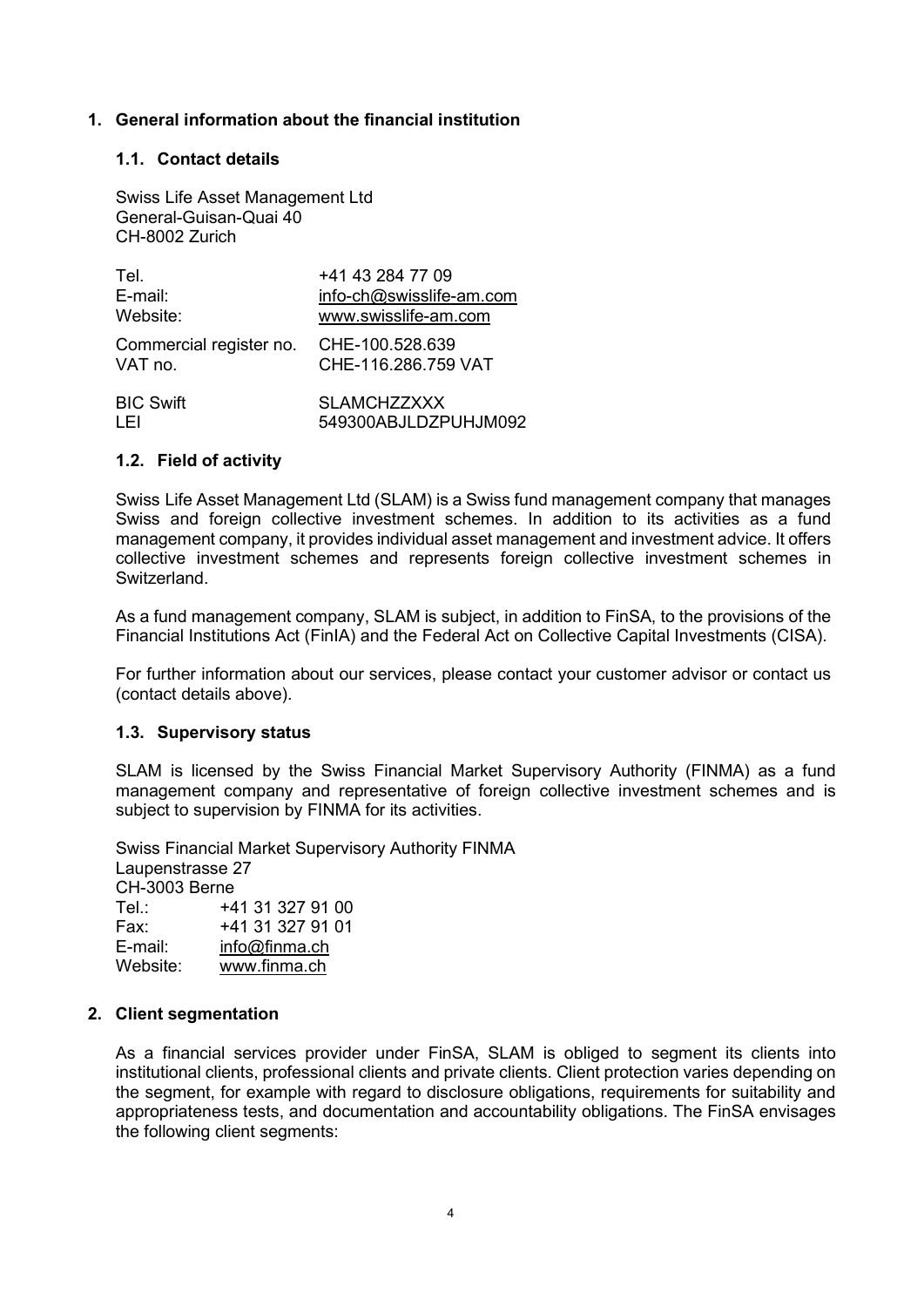## 1. General information about the financial institution

### 1.1. Contact details

Swiss Life Asset Management Ltd
General-Guisan-Quai 40
CH-8002 Zurich

| | |
|---|---|
| Tel. | +41 43 284 77 09 |
| E-mail: | info-ch@swisslife-am.com |
| Website: | www.swisslife-am.com |
| Commercial register no. | CHE-100.528.639 |
| VAT no. | CHE-116.286.759 VAT |
| BIC Swift | SLAMCHZZXXX |
| LEI | 549300ABJLDZPUHJM092 |

### 1.2. Field of activity

Swiss Life Asset Management Ltd (SLAM) is a Swiss fund management company that manages Swiss and foreign collective investment schemes. In addition to its activities as a fund management company, it provides individual asset management and investment advice. It offers collective investment schemes and represents foreign collective investment schemes in Switzerland.

As a fund management company, SLAM is subject, in addition to FinSA, to the provisions of the Financial Institutions Act (FinIA) and the Federal Act on Collective Capital Investments (CISA).

For further information about our services, please contact your customer advisor or contact us (contact details above).

### 1.3. Supervisory status

SLAM is licensed by the Swiss Financial Market Supervisory Authority (FINMA) as a fund management company and representative of foreign collective investment schemes and is subject to supervision by FINMA for its activities.

Swiss Financial Market Supervisory Authority FINMA
Laupenstrasse 27
CH-3003 Berne

| | |
|---|---|
| Tel.: | +41 31 327 91 00 |
| Fax: | +41 31 327 91 01 |
| E-mail: | info@finma.ch |
| Website: | www.finma.ch |

## 2. Client segmentation

As a financial services provider under FinSA, SLAM is obliged to segment its clients into institutional clients, professional clients and private clients. Client protection varies depending on the segment, for example with regard to disclosure obligations, requirements for suitability and appropriateness tests, and documentation and accountability obligations. The FinSA envisages the following client segments: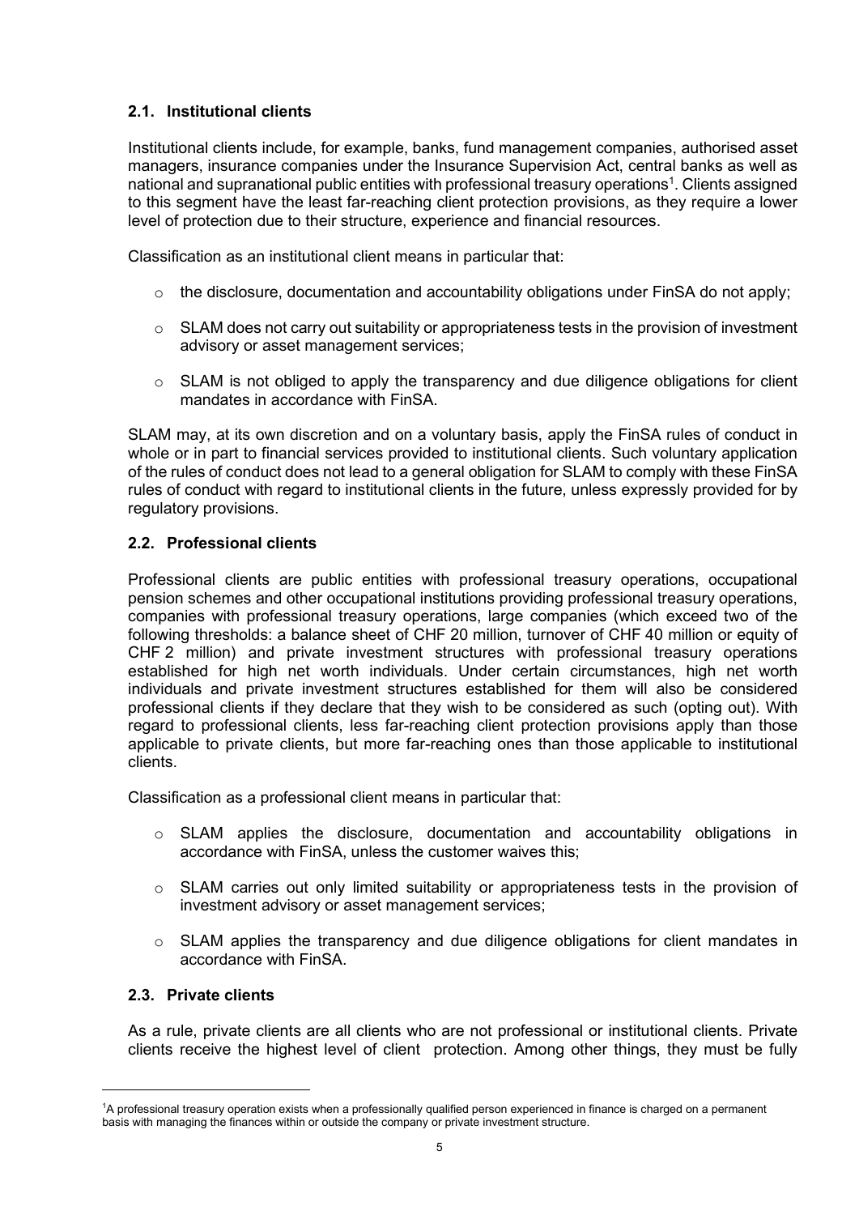### 2.1. Institutional clients

Institutional clients include, for example, banks, fund management companies, authorised asset managers, insurance companies under the Insurance Supervision Act, central banks as well as national and supranational public entities with professional treasury operations[1]. Clients assigned to this segment have the least far-reaching client protection provisions, as they require a lower level of protection due to their structure, experience and financial resources.

Classification as an institutional client means in particular that:

- the disclosure, documentation and accountability obligations under FinSA do not apply;
- SLAM does not carry out suitability or appropriateness tests in the provision of investment advisory or asset management services;
- SLAM is not obliged to apply the transparency and due diligence obligations for client mandates in accordance with FinSA.

SLAM may, at its own discretion and on a voluntary basis, apply the FinSA rules of conduct in whole or in part to financial services provided to institutional clients. Such voluntary application of the rules of conduct does not lead to a general obligation for SLAM to comply with these FinSA rules of conduct with regard to institutional clients in the future, unless expressly provided for by regulatory provisions.

### 2.2. Professional clients

Professional clients are public entities with professional treasury operations, occupational pension schemes and other occupational institutions providing professional treasury operations, companies with professional treasury operations, large companies (which exceed two of the following thresholds: a balance sheet of CHF 20 million, turnover of CHF 40 million or equity of CHF 2 million) and private investment structures with professional treasury operations established for high net worth individuals. Under certain circumstances, high net worth individuals and private investment structures established for them will also be considered professional clients if they declare that they wish to be considered as such (opting out). With regard to professional clients, less far-reaching client protection provisions apply than those applicable to private clients, but more far-reaching ones than those applicable to institutional clients.

Classification as a professional client means in particular that:

- SLAM applies the disclosure, documentation and accountability obligations in accordance with FinSA, unless the customer waives this;
- SLAM carries out only limited suitability or appropriateness tests in the provision of investment advisory or asset management services;
- SLAM applies the transparency and due diligence obligations for client mandates in accordance with FinSA.

### 2.3. Private clients

As a rule, private clients are all clients who are not professional or institutional clients. Private clients receive the highest level of client protection. Among other things, they must be fully

[1] A professional treasury operation exists when a professionally qualified person experienced in finance is charged on a permanent basis with managing the finances within or outside the company or private investment structure.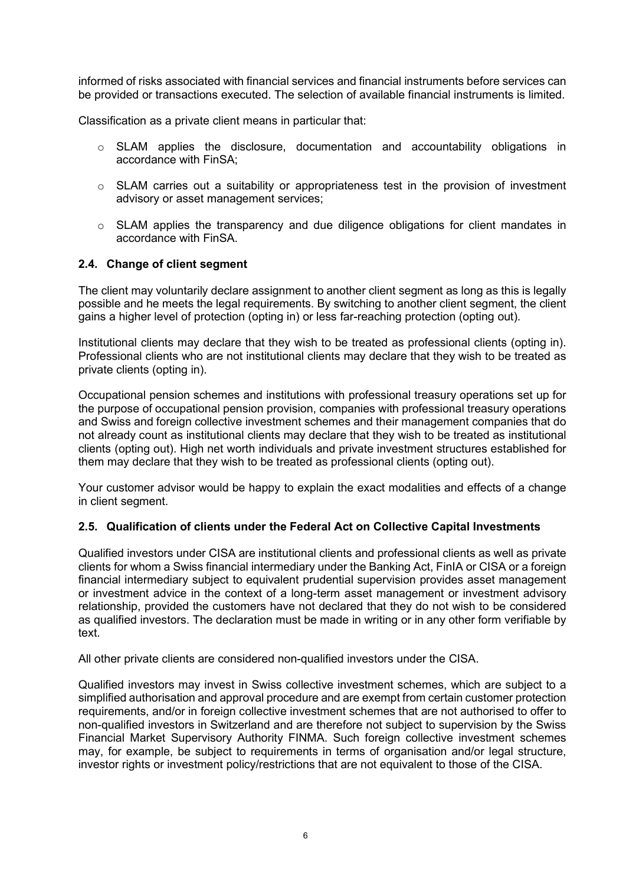informed of risks associated with financial services and financial instruments before services can be provided or transactions executed. The selection of available financial instruments is limited.

Classification as a private client means in particular that:

- SLAM applies the disclosure, documentation and accountability obligations in accordance with FinSA;
- SLAM carries out a suitability or appropriateness test in the provision of investment advisory or asset management services;
- SLAM applies the transparency and due diligence obligations for client mandates in accordance with FinSA.

### 2.4. Change of client segment

The client may voluntarily declare assignment to another client segment as long as this is legally possible and he meets the legal requirements. By switching to another client segment, the client gains a higher level of protection (opting in) or less far-reaching protection (opting out).

Institutional clients may declare that they wish to be treated as professional clients (opting in). Professional clients who are not institutional clients may declare that they wish to be treated as private clients (opting in).

Occupational pension schemes and institutions with professional treasury operations set up for the purpose of occupational pension provision, companies with professional treasury operations and Swiss and foreign collective investment schemes and their management companies that do not already count as institutional clients may declare that they wish to be treated as institutional clients (opting out). High net worth individuals and private investment structures established for them may declare that they wish to be treated as professional clients (opting out).

Your customer advisor would be happy to explain the exact modalities and effects of a change in client segment.

### 2.5. Qualification of clients under the Federal Act on Collective Capital Investments

Qualified investors under CISA are institutional clients and professional clients as well as private clients for whom a Swiss financial intermediary under the Banking Act, FinIA or CISA or a foreign financial intermediary subject to equivalent prudential supervision provides asset management or investment advice in the context of a long-term asset management or investment advisory relationship, provided the customers have not declared that they do not wish to be considered as qualified investors. The declaration must be made in writing or in any other form verifiable by text.

All other private clients are considered non-qualified investors under the CISA.

Qualified investors may invest in Swiss collective investment schemes, which are subject to a simplified authorisation and approval procedure and are exempt from certain customer protection requirements, and/or in foreign collective investment schemes that are not authorised to offer to non-qualified investors in Switzerland and are therefore not subject to supervision by the Swiss Financial Market Supervisory Authority FINMA. Such foreign collective investment schemes may, for example, be subject to requirements in terms of organisation and/or legal structure, investor rights or investment policy/restrictions that are not equivalent to those of the CISA.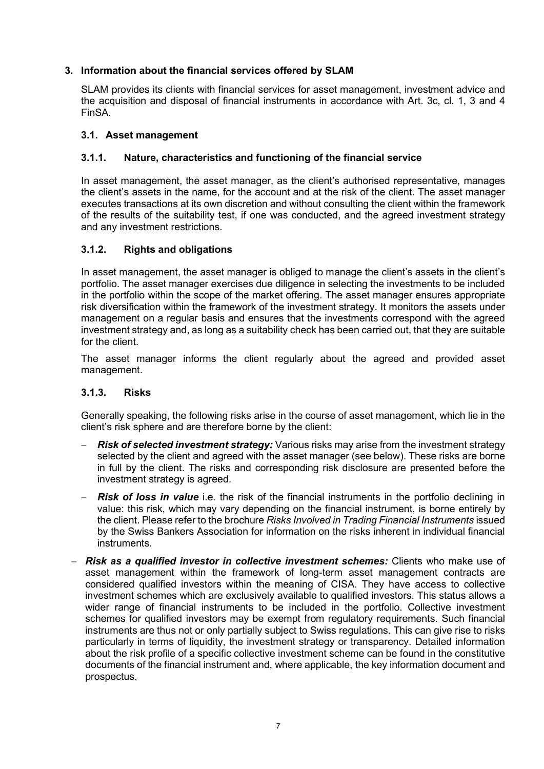## 3. Information about the financial services offered by SLAM

SLAM provides its clients with financial services for asset management, investment advice and the acquisition and disposal of financial instruments in accordance with Art. 3c, cl. 1, 3 and 4 FinSA.

### 3.1. Asset management

#### 3.1.1. Nature, characteristics and functioning of the financial service

In asset management, the asset manager, as the client's authorised representative, manages the client's assets in the name, for the account and at the risk of the client. The asset manager executes transactions at its own discretion and without consulting the client within the framework of the results of the suitability test, if one was conducted, and the agreed investment strategy and any investment restrictions.

#### 3.1.2. Rights and obligations

In asset management, the asset manager is obliged to manage the client's assets in the client's portfolio. The asset manager exercises due diligence in selecting the investments to be included in the portfolio within the scope of the market offering. The asset manager ensures appropriate risk diversification within the framework of the investment strategy. It monitors the assets under management on a regular basis and ensures that the investments correspond with the agreed investment strategy and, as long as a suitability check has been carried out, that they are suitable for the client.

The asset manager informs the client regularly about the agreed and provided asset management.

#### 3.1.3. Risks

Generally speaking, the following risks arise in the course of asset management, which lie in the client's risk sphere and are therefore borne by the client:

- ***Risk of selected investment strategy:*** Various risks may arise from the investment strategy selected by the client and agreed with the asset manager (see below). These risks are borne in full by the client. The risks and corresponding risk disclosure are presented before the investment strategy is agreed.
- ***Risk of loss in value*** i.e. the risk of the financial instruments in the portfolio declining in value: this risk, which may vary depending on the financial instrument, is borne entirely by the client. Please refer to the brochure *Risks Involved in Trading Financial Instruments* issued by the Swiss Bankers Association for information on the risks inherent in individual financial instruments.
- ***Risk as a qualified investor in collective investment schemes:*** Clients who make use of asset management within the framework of long-term asset management contracts are considered qualified investors within the meaning of CISA. They have access to collective investment schemes which are exclusively available to qualified investors. This status allows a wider range of financial instruments to be included in the portfolio. Collective investment schemes for qualified investors may be exempt from regulatory requirements. Such financial instruments are thus not or only partially subject to Swiss regulations. This can give rise to risks particularly in terms of liquidity, the investment strategy or transparency. Detailed information about the risk profile of a specific collective investment scheme can be found in the constitutive documents of the financial instrument and, where applicable, the key information document and prospectus.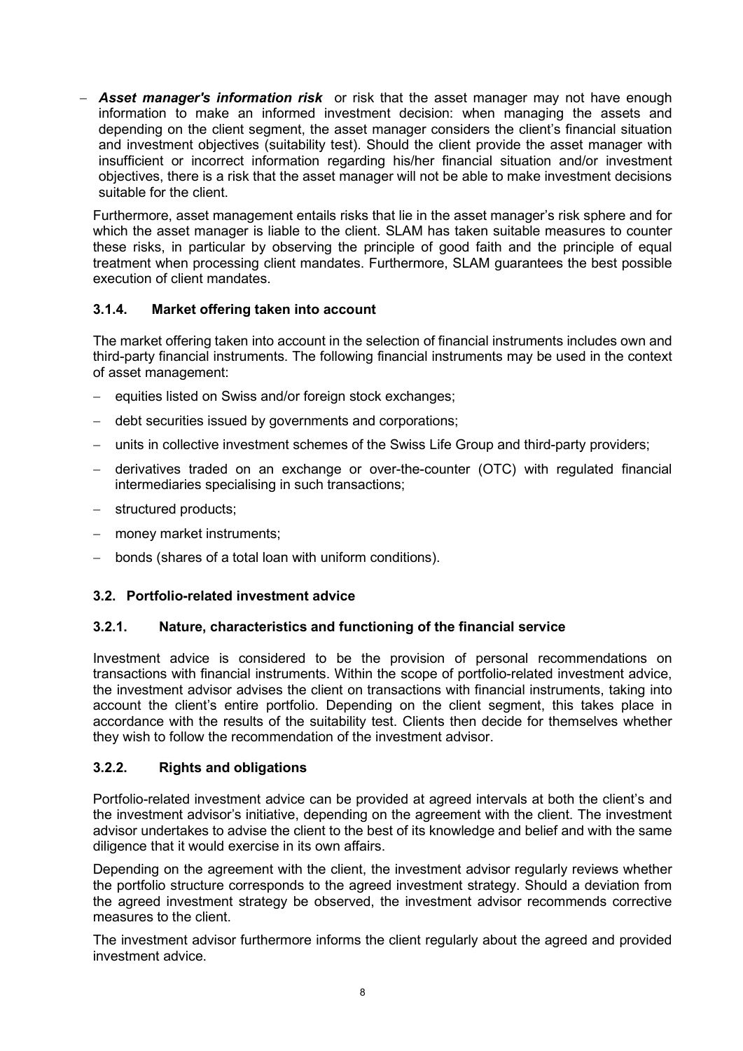- ***Asset manager's information risk*** or risk that the asset manager may not have enough information to make an informed investment decision: when managing the assets and depending on the client segment, the asset manager considers the client's financial situation and investment objectives (suitability test). Should the client provide the asset manager with insufficient or incorrect information regarding his/her financial situation and/or investment objectives, there is a risk that the asset manager will not be able to make investment decisions suitable for the client.

Furthermore, asset management entails risks that lie in the asset manager's risk sphere and for which the asset manager is liable to the client. SLAM has taken suitable measures to counter these risks, in particular by observing the principle of good faith and the principle of equal treatment when processing client mandates. Furthermore, SLAM guarantees the best possible execution of client mandates.

#### 3.1.4. Market offering taken into account

The market offering taken into account in the selection of financial instruments includes own and third-party financial instruments. The following financial instruments may be used in the context of asset management:

- equities listed on Swiss and/or foreign stock exchanges;
- debt securities issued by governments and corporations;
- units in collective investment schemes of the Swiss Life Group and third-party providers;
- derivatives traded on an exchange or over-the-counter (OTC) with regulated financial intermediaries specialising in such transactions;
- structured products;
- money market instruments;
- bonds (shares of a total loan with uniform conditions).

### 3.2. Portfolio-related investment advice

#### 3.2.1. Nature, characteristics and functioning of the financial service

Investment advice is considered to be the provision of personal recommendations on transactions with financial instruments. Within the scope of portfolio-related investment advice, the investment advisor advises the client on transactions with financial instruments, taking into account the client's entire portfolio. Depending on the client segment, this takes place in accordance with the results of the suitability test. Clients then decide for themselves whether they wish to follow the recommendation of the investment advisor.

#### 3.2.2. Rights and obligations

Portfolio-related investment advice can be provided at agreed intervals at both the client's and the investment advisor's initiative, depending on the agreement with the client. The investment advisor undertakes to advise the client to the best of its knowledge and belief and with the same diligence that it would exercise in its own affairs.

Depending on the agreement with the client, the investment advisor regularly reviews whether the portfolio structure corresponds to the agreed investment strategy. Should a deviation from the agreed investment strategy be observed, the investment advisor recommends corrective measures to the client.

The investment advisor furthermore informs the client regularly about the agreed and provided investment advice.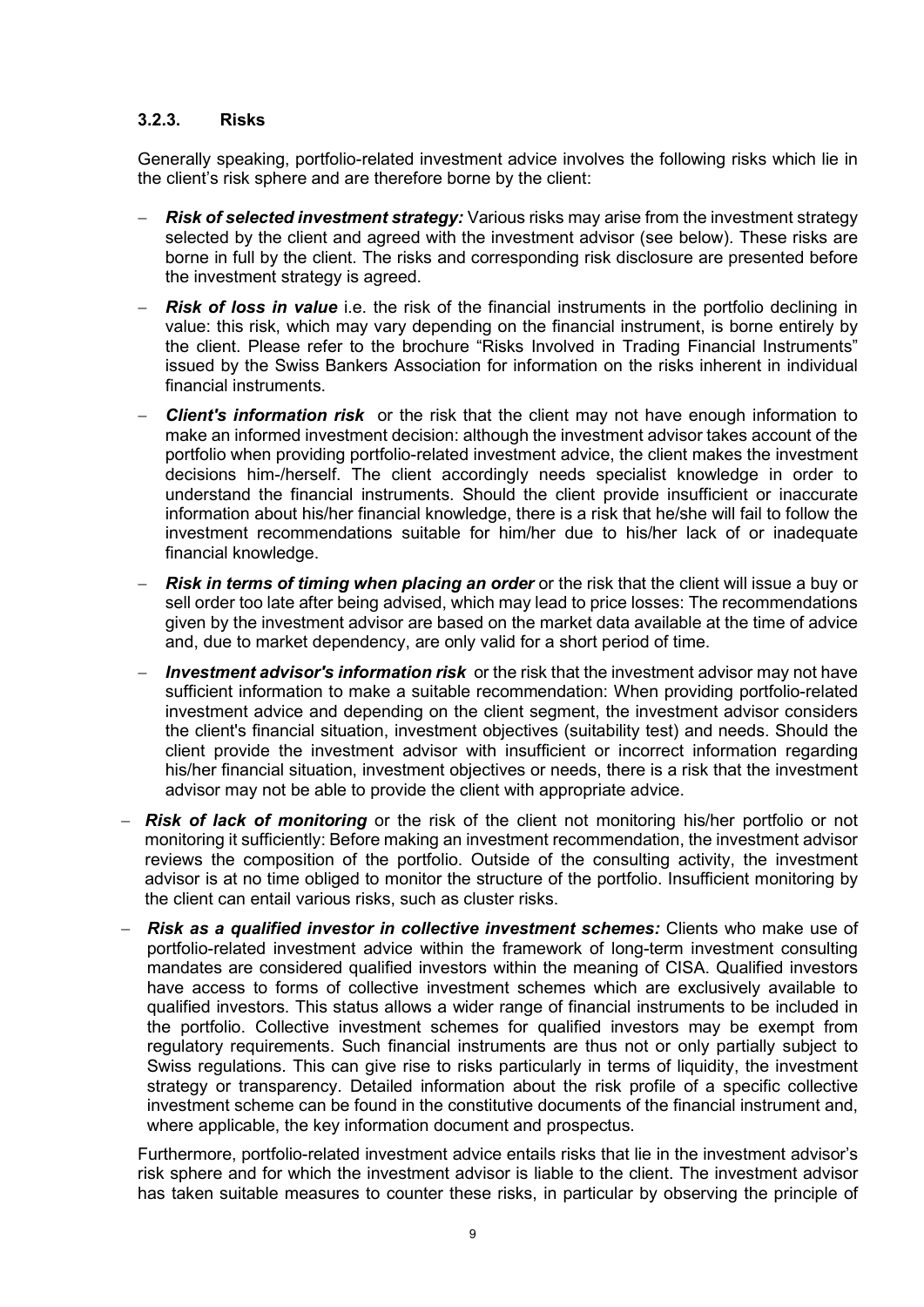### 3.2.3. Risks

Generally speaking, portfolio-related investment advice involves the following risks which lie in the client's risk sphere and are therefore borne by the client:

- ***Risk of selected investment strategy:*** Various risks may arise from the investment strategy selected by the client and agreed with the investment advisor (see below). These risks are borne in full by the client. The risks and corresponding risk disclosure are presented before the investment strategy is agreed.
- ***Risk of loss in value*** i.e. the risk of the financial instruments in the portfolio declining in value: this risk, which may vary depending on the financial instrument, is borne entirely by the client. Please refer to the brochure "Risks Involved in Trading Financial Instruments" issued by the Swiss Bankers Association for information on the risks inherent in individual financial instruments.
- ***Client's information risk*** or the risk that the client may not have enough information to make an informed investment decision: although the investment advisor takes account of the portfolio when providing portfolio-related investment advice, the client makes the investment decisions him-/herself. The client accordingly needs specialist knowledge in order to understand the financial instruments. Should the client provide insufficient or inaccurate information about his/her financial knowledge, there is a risk that he/she will fail to follow the investment recommendations suitable for him/her due to his/her lack of or inadequate financial knowledge.
- ***Risk in terms of timing when placing an order*** or the risk that the client will issue a buy or sell order too late after being advised, which may lead to price losses: The recommendations given by the investment advisor are based on the market data available at the time of advice and, due to market dependency, are only valid for a short period of time.
- ***Investment advisor's information risk*** or the risk that the investment advisor may not have sufficient information to make a suitable recommendation: When providing portfolio-related investment advice and depending on the client segment, the investment advisor considers the client's financial situation, investment objectives (suitability test) and needs. Should the client provide the investment advisor with insufficient or incorrect information regarding his/her financial situation, investment objectives or needs, there is a risk that the investment advisor may not be able to provide the client with appropriate advice.
- ***Risk of lack of monitoring*** or the risk of the client not monitoring his/her portfolio or not monitoring it sufficiently: Before making an investment recommendation, the investment advisor reviews the composition of the portfolio. Outside of the consulting activity, the investment advisor is at no time obliged to monitor the structure of the portfolio. Insufficient monitoring by the client can entail various risks, such as cluster risks.
- ***Risk as a qualified investor in collective investment schemes:*** Clients who make use of portfolio-related investment advice within the framework of long-term investment consulting mandates are considered qualified investors within the meaning of CISA. Qualified investors have access to forms of collective investment schemes which are exclusively available to qualified investors. This status allows a wider range of financial instruments to be included in the portfolio. Collective investment schemes for qualified investors may be exempt from regulatory requirements. Such financial instruments are thus not or only partially subject to Swiss regulations. This can give rise to risks particularly in terms of liquidity, the investment strategy or transparency. Detailed information about the risk profile of a specific collective investment scheme can be found in the constitutive documents of the financial instrument and, where applicable, the key information document and prospectus.

Furthermore, portfolio-related investment advice entails risks that lie in the investment advisor's risk sphere and for which the investment advisor is liable to the client. The investment advisor has taken suitable measures to counter these risks, in particular by observing the principle of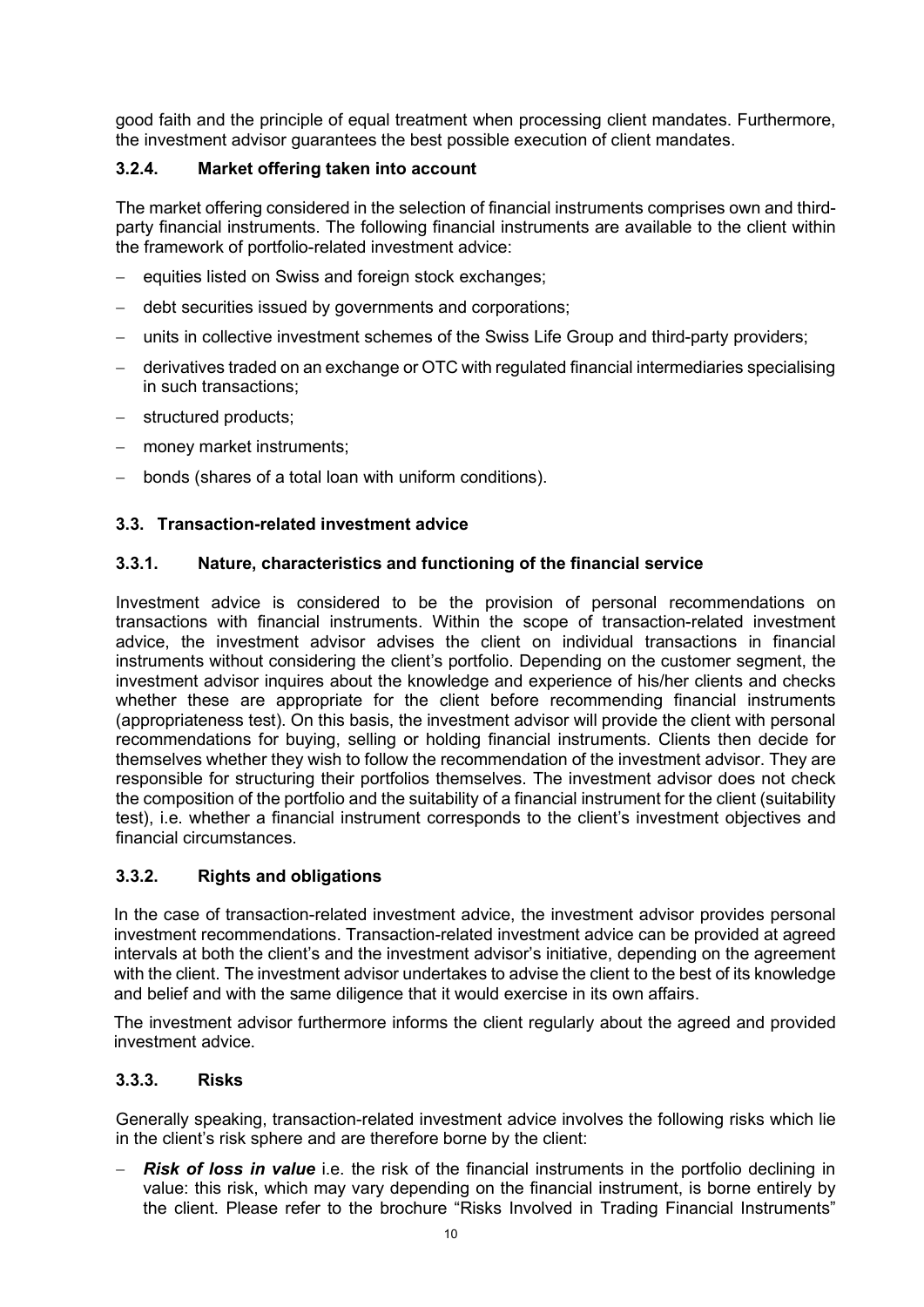good faith and the principle of equal treatment when processing client mandates. Furthermore, the investment advisor guarantees the best possible execution of client mandates.

#### 3.2.4. Market offering taken into account

The market offering considered in the selection of financial instruments comprises own and third-party financial instruments. The following financial instruments are available to the client within the framework of portfolio-related investment advice:

- equities listed on Swiss and foreign stock exchanges;
- debt securities issued by governments and corporations;
- units in collective investment schemes of the Swiss Life Group and third-party providers;
- derivatives traded on an exchange or OTC with regulated financial intermediaries specialising in such transactions;
- structured products;
- money market instruments;
- bonds (shares of a total loan with uniform conditions).

### 3.3. Transaction-related investment advice

#### 3.3.1. Nature, characteristics and functioning of the financial service

Investment advice is considered to be the provision of personal recommendations on transactions with financial instruments. Within the scope of transaction-related investment advice, the investment advisor advises the client on individual transactions in financial instruments without considering the client's portfolio. Depending on the customer segment, the investment advisor inquires about the knowledge and experience of his/her clients and checks whether these are appropriate for the client before recommending financial instruments (appropriateness test). On this basis, the investment advisor will provide the client with personal recommendations for buying, selling or holding financial instruments. Clients then decide for themselves whether they wish to follow the recommendation of the investment advisor. They are responsible for structuring their portfolios themselves. The investment advisor does not check the composition of the portfolio and the suitability of a financial instrument for the client (suitability test), i.e. whether a financial instrument corresponds to the client's investment objectives and financial circumstances.

#### 3.3.2. Rights and obligations

In the case of transaction-related investment advice, the investment advisor provides personal investment recommendations. Transaction-related investment advice can be provided at agreed intervals at both the client's and the investment advisor's initiative, depending on the agreement with the client. The investment advisor undertakes to advise the client to the best of its knowledge and belief and with the same diligence that it would exercise in its own affairs.

The investment advisor furthermore informs the client regularly about the agreed and provided investment advice.

#### 3.3.3. Risks

Generally speaking, transaction-related investment advice involves the following risks which lie in the client's risk sphere and are therefore borne by the client:

- ***Risk of loss in value*** i.e. the risk of the financial instruments in the portfolio declining in value: this risk, which may vary depending on the financial instrument, is borne entirely by the client. Please refer to the brochure "Risks Involved in Trading Financial Instruments"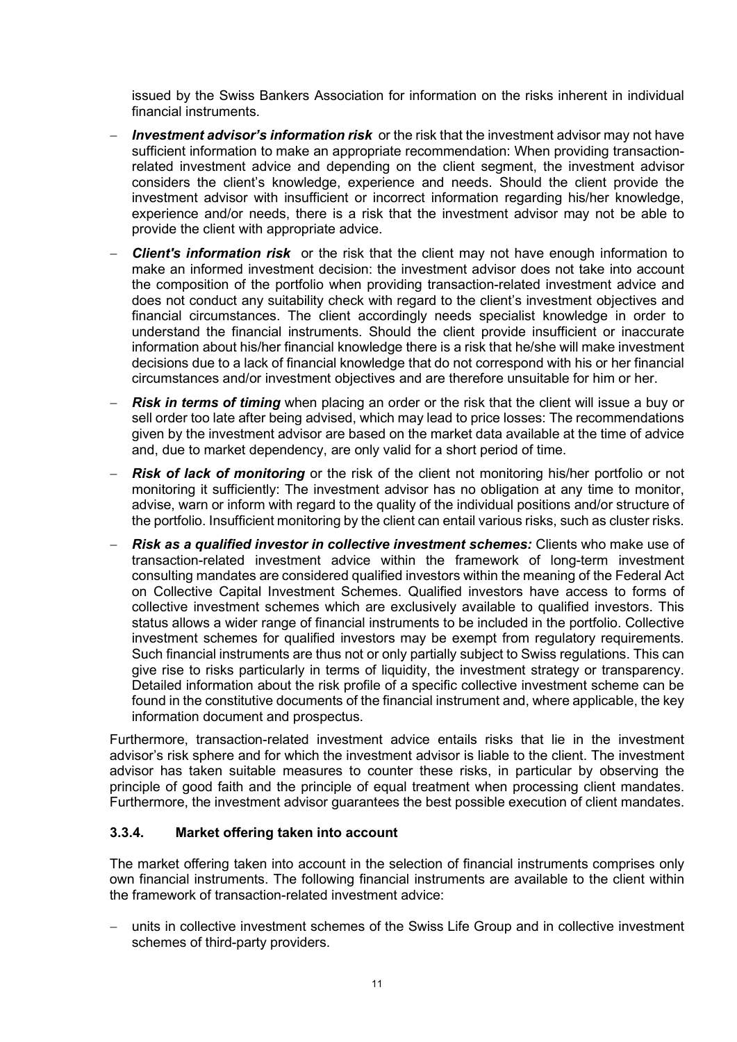issued by the Swiss Bankers Association for information on the risks inherent in individual financial instruments.

- ***Investment advisor's information risk*** or the risk that the investment advisor may not have sufficient information to make an appropriate recommendation: When providing transaction-related investment advice and depending on the client segment, the investment advisor considers the client's knowledge, experience and needs. Should the client provide the investment advisor with insufficient or incorrect information regarding his/her knowledge, experience and/or needs, there is a risk that the investment advisor may not be able to provide the client with appropriate advice.
- ***Client's information risk*** or the risk that the client may not have enough information to make an informed investment decision: the investment advisor does not take into account the composition of the portfolio when providing transaction-related investment advice and does not conduct any suitability check with regard to the client's investment objectives and financial circumstances. The client accordingly needs specialist knowledge in order to understand the financial instruments. Should the client provide insufficient or inaccurate information about his/her financial knowledge there is a risk that he/she will make investment decisions due to a lack of financial knowledge that do not correspond with his or her financial circumstances and/or investment objectives and are therefore unsuitable for him or her.
- ***Risk in terms of timing*** when placing an order or the risk that the client will issue a buy or sell order too late after being advised, which may lead to price losses: The recommendations given by the investment advisor are based on the market data available at the time of advice and, due to market dependency, are only valid for a short period of time.
- ***Risk of lack of monitoring*** or the risk of the client not monitoring his/her portfolio or not monitoring it sufficiently: The investment advisor has no obligation at any time to monitor, advise, warn or inform with regard to the quality of the individual positions and/or structure of the portfolio. Insufficient monitoring by the client can entail various risks, such as cluster risks.
- ***Risk as a qualified investor in collective investment schemes:*** Clients who make use of transaction-related investment advice within the framework of long-term investment consulting mandates are considered qualified investors within the meaning of the Federal Act on Collective Capital Investment Schemes. Qualified investors have access to forms of collective investment schemes which are exclusively available to qualified investors. This status allows a wider range of financial instruments to be included in the portfolio. Collective investment schemes for qualified investors may be exempt from regulatory requirements. Such financial instruments are thus not or only partially subject to Swiss regulations. This can give rise to risks particularly in terms of liquidity, the investment strategy or transparency. Detailed information about the risk profile of a specific collective investment scheme can be found in the constitutive documents of the financial instrument and, where applicable, the key information document and prospectus.

Furthermore, transaction-related investment advice entails risks that lie in the investment advisor's risk sphere and for which the investment advisor is liable to the client. The investment advisor has taken suitable measures to counter these risks, in particular by observing the principle of good faith and the principle of equal treatment when processing client mandates. Furthermore, the investment advisor guarantees the best possible execution of client mandates.

### 3.3.4. Market offering taken into account

The market offering taken into account in the selection of financial instruments comprises only own financial instruments. The following financial instruments are available to the client within the framework of transaction-related investment advice:

- units in collective investment schemes of the Swiss Life Group and in collective investment schemes of third-party providers.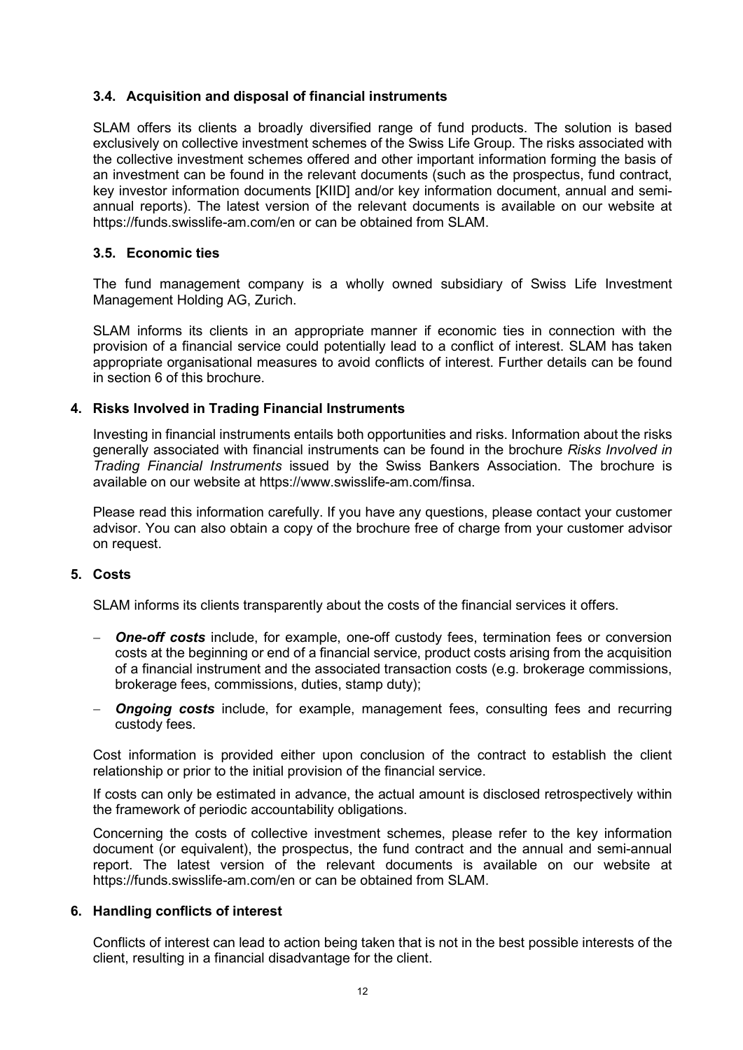### 3.4. Acquisition and disposal of financial instruments

SLAM offers its clients a broadly diversified range of fund products. The solution is based exclusively on collective investment schemes of the Swiss Life Group. The risks associated with the collective investment schemes offered and other important information forming the basis of an investment can be found in the relevant documents (such as the prospectus, fund contract, key investor information documents [KIID] and/or key information document, annual and semi-annual reports). The latest version of the relevant documents is available on our website at https://funds.swisslife-am.com/en or can be obtained from SLAM.

### 3.5. Economic ties

The fund management company is a wholly owned subsidiary of Swiss Life Investment Management Holding AG, Zurich.

SLAM informs its clients in an appropriate manner if economic ties in connection with the provision of a financial service could potentially lead to a conflict of interest. SLAM has taken appropriate organisational measures to avoid conflicts of interest. Further details can be found in section 6 of this brochure.

## 4. Risks Involved in Trading Financial Instruments

Investing in financial instruments entails both opportunities and risks. Information about the risks generally associated with financial instruments can be found in the brochure *Risks Involved in Trading Financial Instruments* issued by the Swiss Bankers Association. The brochure is available on our website at https://www.swisslife-am.com/finsa.

Please read this information carefully. If you have any questions, please contact your customer advisor. You can also obtain a copy of the brochure free of charge from your customer advisor on request.

## 5. Costs

SLAM informs its clients transparently about the costs of the financial services it offers.

- ***One-off costs*** include, for example, one-off custody fees, termination fees or conversion costs at the beginning or end of a financial service, product costs arising from the acquisition of a financial instrument and the associated transaction costs (e.g. brokerage commissions, brokerage fees, commissions, duties, stamp duty);
- ***Ongoing costs*** include, for example, management fees, consulting fees and recurring custody fees.

Cost information is provided either upon conclusion of the contract to establish the client relationship or prior to the initial provision of the financial service.

If costs can only be estimated in advance, the actual amount is disclosed retrospectively within the framework of periodic accountability obligations.

Concerning the costs of collective investment schemes, please refer to the key information document (or equivalent), the prospectus, the fund contract and the annual and semi-annual report. The latest version of the relevant documents is available on our website at https://funds.swisslife-am.com/en or can be obtained from SLAM.

## 6. Handling conflicts of interest

Conflicts of interest can lead to action being taken that is not in the best possible interests of the client, resulting in a financial disadvantage for the client.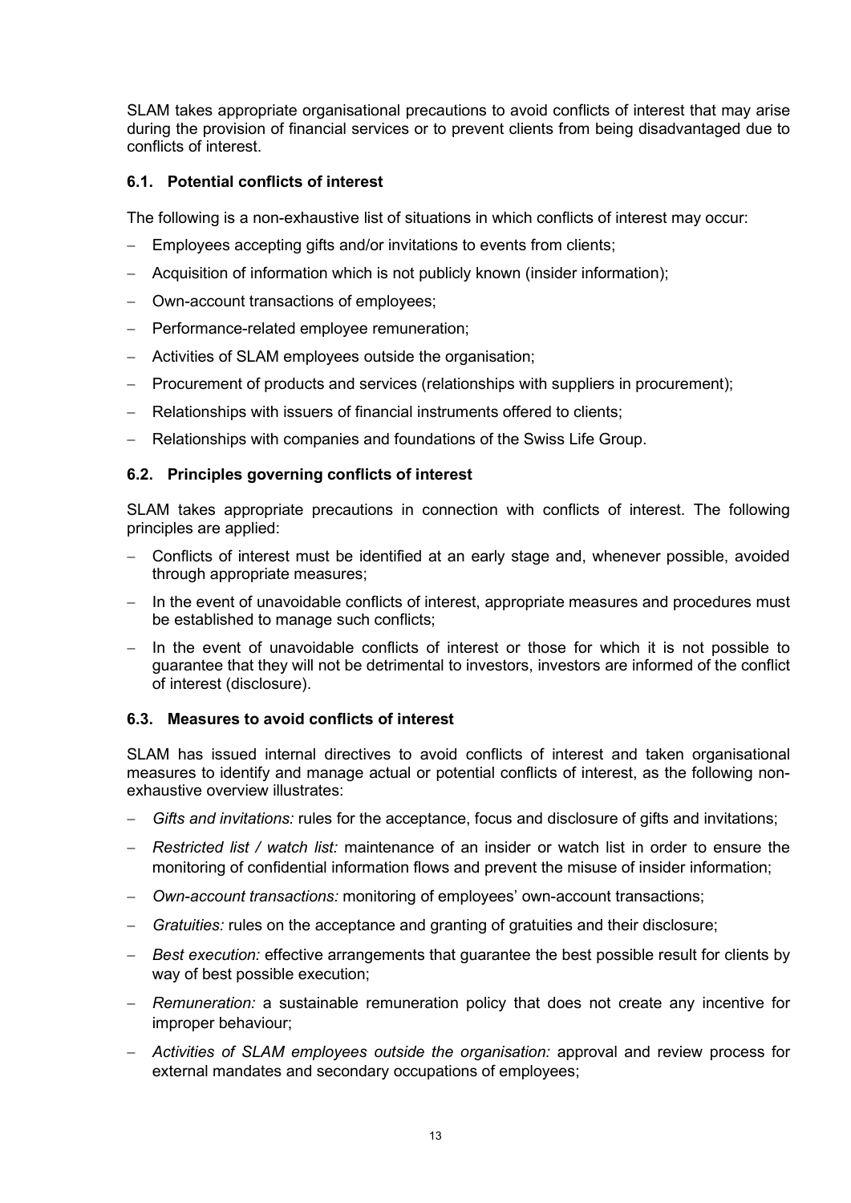SLAM takes appropriate organisational precautions to avoid conflicts of interest that may arise during the provision of financial services or to prevent clients from being disadvantaged due to conflicts of interest.

### 6.1. Potential conflicts of interest

The following is a non-exhaustive list of situations in which conflicts of interest may occur:

- Employees accepting gifts and/or invitations to events from clients;
- Acquisition of information which is not publicly known (insider information);
- Own-account transactions of employees;
- Performance-related employee remuneration;
- Activities of SLAM employees outside the organisation;
- Procurement of products and services (relationships with suppliers in procurement);
- Relationships with issuers of financial instruments offered to clients;
- Relationships with companies and foundations of the Swiss Life Group.

### 6.2. Principles governing conflicts of interest

SLAM takes appropriate precautions in connection with conflicts of interest. The following principles are applied:

- Conflicts of interest must be identified at an early stage and, whenever possible, avoided through appropriate measures;
- In the event of unavoidable conflicts of interest, appropriate measures and procedures must be established to manage such conflicts;
- In the event of unavoidable conflicts of interest or those for which it is not possible to guarantee that they will not be detrimental to investors, investors are informed of the conflict of interest (disclosure).

### 6.3. Measures to avoid conflicts of interest

SLAM has issued internal directives to avoid conflicts of interest and taken organisational measures to identify and manage actual or potential conflicts of interest, as the following non-exhaustive overview illustrates:

- *Gifts and invitations:* rules for the acceptance, focus and disclosure of gifts and invitations;
- *Restricted list / watch list:* maintenance of an insider or watch list in order to ensure the monitoring of confidential information flows and prevent the misuse of insider information;
- *Own-account transactions:* monitoring of employees' own-account transactions;
- *Gratuities:* rules on the acceptance and granting of gratuities and their disclosure;
- *Best execution:* effective arrangements that guarantee the best possible result for clients by way of best possible execution;
- *Remuneration:* a sustainable remuneration policy that does not create any incentive for improper behaviour;
- *Activities of SLAM employees outside the organisation:* approval and review process for external mandates and secondary occupations of employees;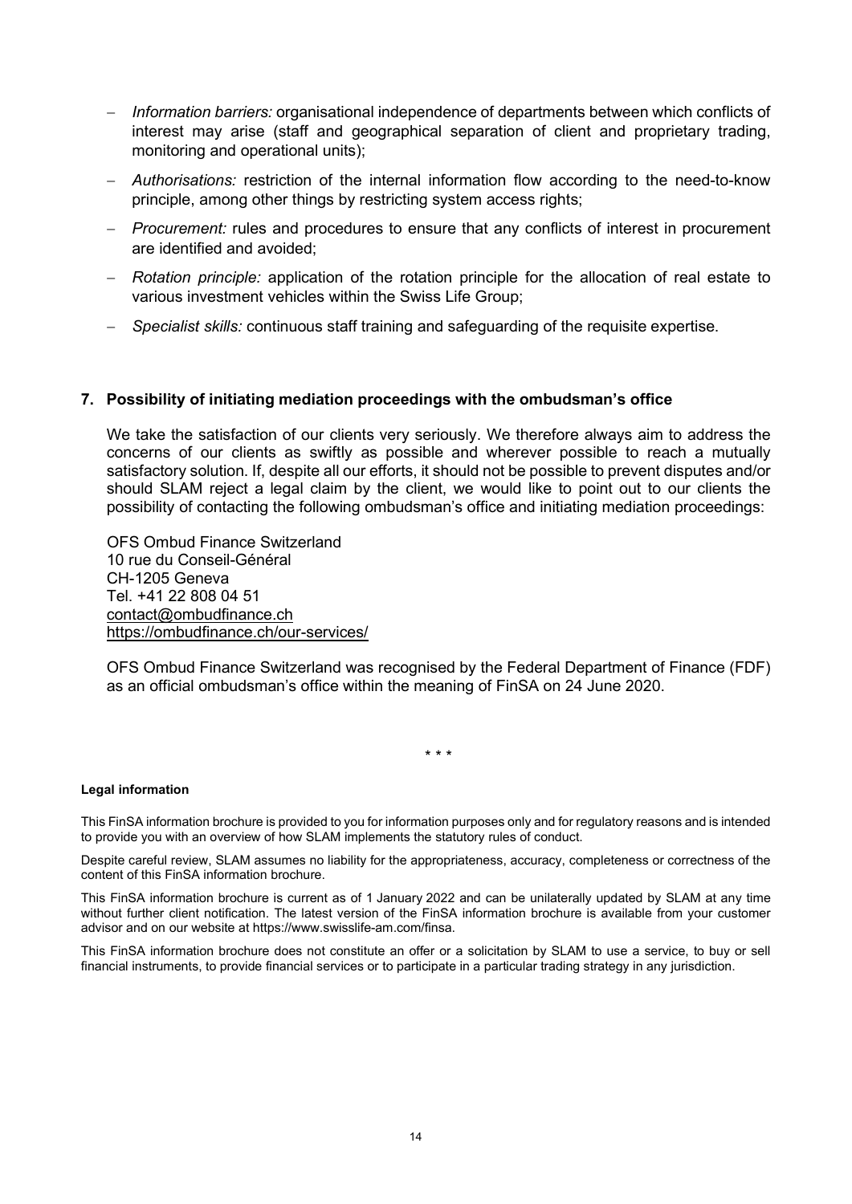- *Information barriers:* organisational independence of departments between which conflicts of interest may arise (staff and geographical separation of client and proprietary trading, monitoring and operational units);
- *Authorisations:* restriction of the internal information flow according to the need-to-know principle, among other things by restricting system access rights;
- *Procurement:* rules and procedures to ensure that any conflicts of interest in procurement are identified and avoided;
- *Rotation principle:* application of the rotation principle for the allocation of real estate to various investment vehicles within the Swiss Life Group;
- *Specialist skills:* continuous staff training and safeguarding of the requisite expertise.

## 7. Possibility of initiating mediation proceedings with the ombudsman's office

We take the satisfaction of our clients very seriously. We therefore always aim to address the concerns of our clients as swiftly as possible and wherever possible to reach a mutually satisfactory solution. If, despite all our efforts, it should not be possible to prevent disputes and/or should SLAM reject a legal claim by the client, we would like to point out to our clients the possibility of contacting the following ombudsman's office and initiating mediation proceedings:

OFS Ombud Finance Switzerland
10 rue du Conseil-Général
CH-1205 Geneva
Tel. +41 22 808 04 51
contact@ombudfinance.ch
https://ombudfinance.ch/our-services/

OFS Ombud Finance Switzerland was recognised by the Federal Department of Finance (FDF) as an official ombudsman's office within the meaning of FinSA on 24 June 2020.

\* \* \*

**Legal information**

This FinSA information brochure is provided to you for information purposes only and for regulatory reasons and is intended to provide you with an overview of how SLAM implements the statutory rules of conduct.

Despite careful review, SLAM assumes no liability for the appropriateness, accuracy, completeness or correctness of the content of this FinSA information brochure.

This FinSA information brochure is current as of 1 January 2022 and can be unilaterally updated by SLAM at any time without further client notification. The latest version of the FinSA information brochure is available from your customer advisor and on our website at https://www.swisslife-am.com/finsa.

This FinSA information brochure does not constitute an offer or a solicitation by SLAM to use a service, to buy or sell financial instruments, to provide financial services or to participate in a particular trading strategy in any jurisdiction.